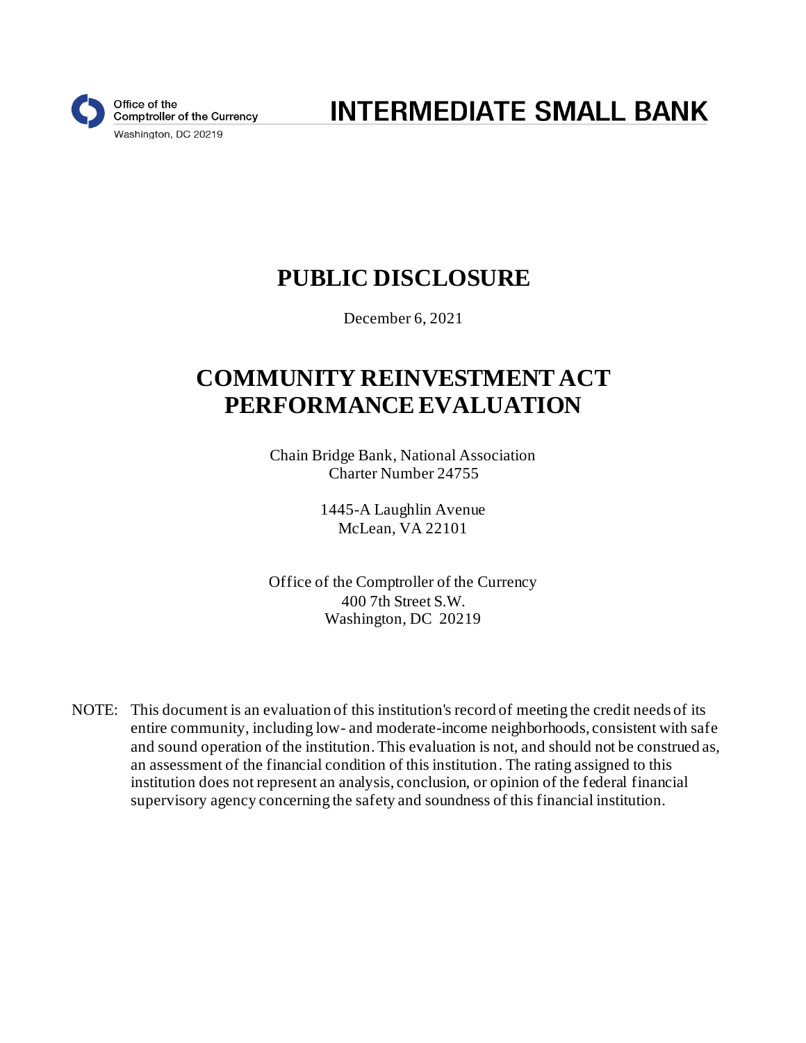Office of the
Comptroller of the Currency
Washington, DC 20219

# INTERMEDIATE SMALL BANK

# PUBLIC DISCLOSURE

December 6, 2021

# COMMUNITY REINVESTMENT ACT PERFORMANCE EVALUATION

Chain Bridge Bank, National Association
Charter Number 24755

1445-A Laughlin Avenue
McLean, VA 22101

Office of the Comptroller of the Currency
400 7th Street S.W.
Washington, DC 20219

NOTE: This document is an evaluation of this institution's record of meeting the credit needs of its entire community, including low- and moderate-income neighborhoods, consistent with safe and sound operation of the institution. This evaluation is not, and should not be construed as, an assessment of the financial condition of this institution. The rating assigned to this institution does not represent an analysis, conclusion, or opinion of the federal financial supervisory agency concerning the safety and soundness of this financial institution.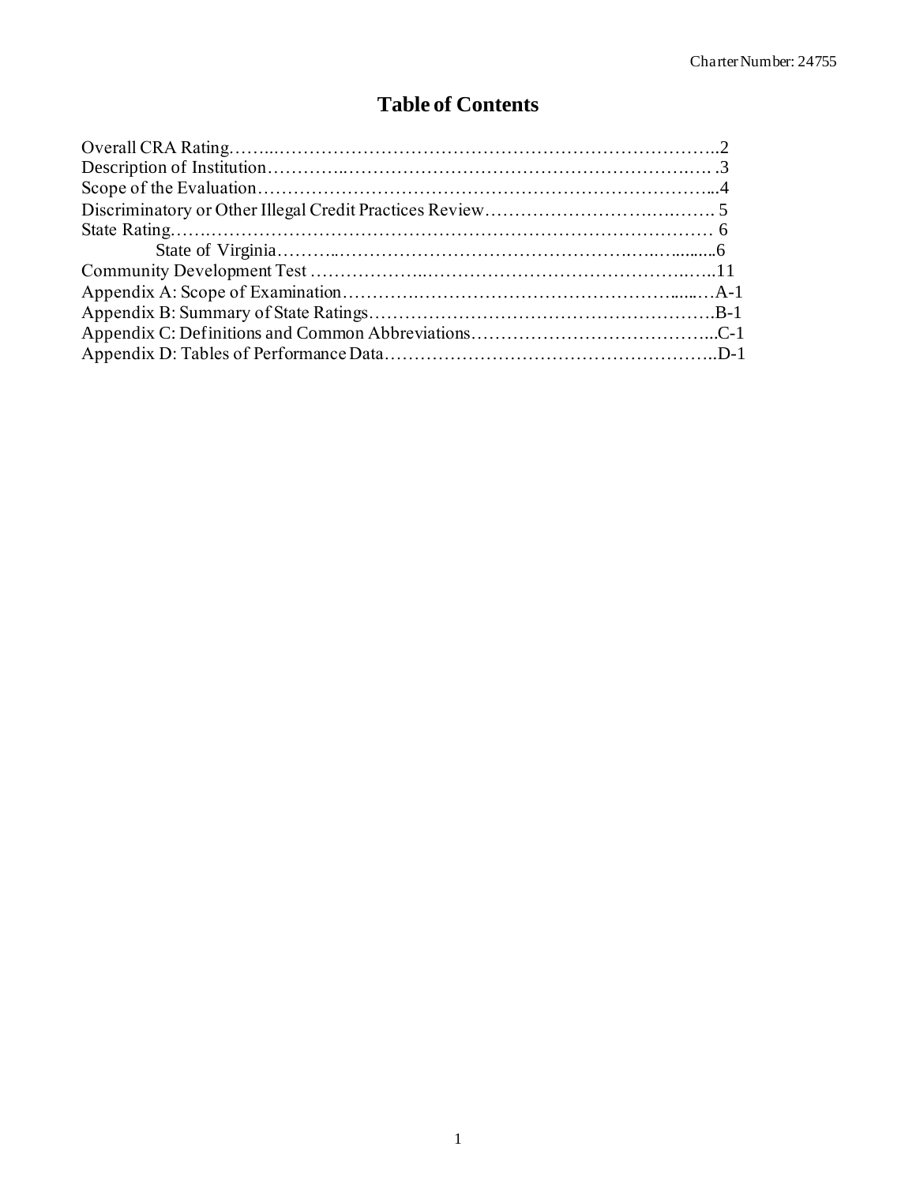# Table of Contents

Overall CRA Rating……..…………………………………………………………………..2
Description of Institution…………..……………………………………………….…. .3
Scope of the Evaluation…………………………………………………………………...4
Discriminatory or Other Illegal Credit Practices Review……………………….….……. 5
State Rating…….………………………………………………………….……………… 6
State of Virginia………..………………………………………….…..…..........6
Community Development Test ………………..………………………………….…..11
Appendix A: Scope of Examination………….…………………………………......…A-1
Appendix B: Summary of State Ratings……………………………………………….B-1
Appendix C: Definitions and Common Abbreviations…………………………………...C-1
Appendix D: Tables of Performance Data……………………………………………..D-1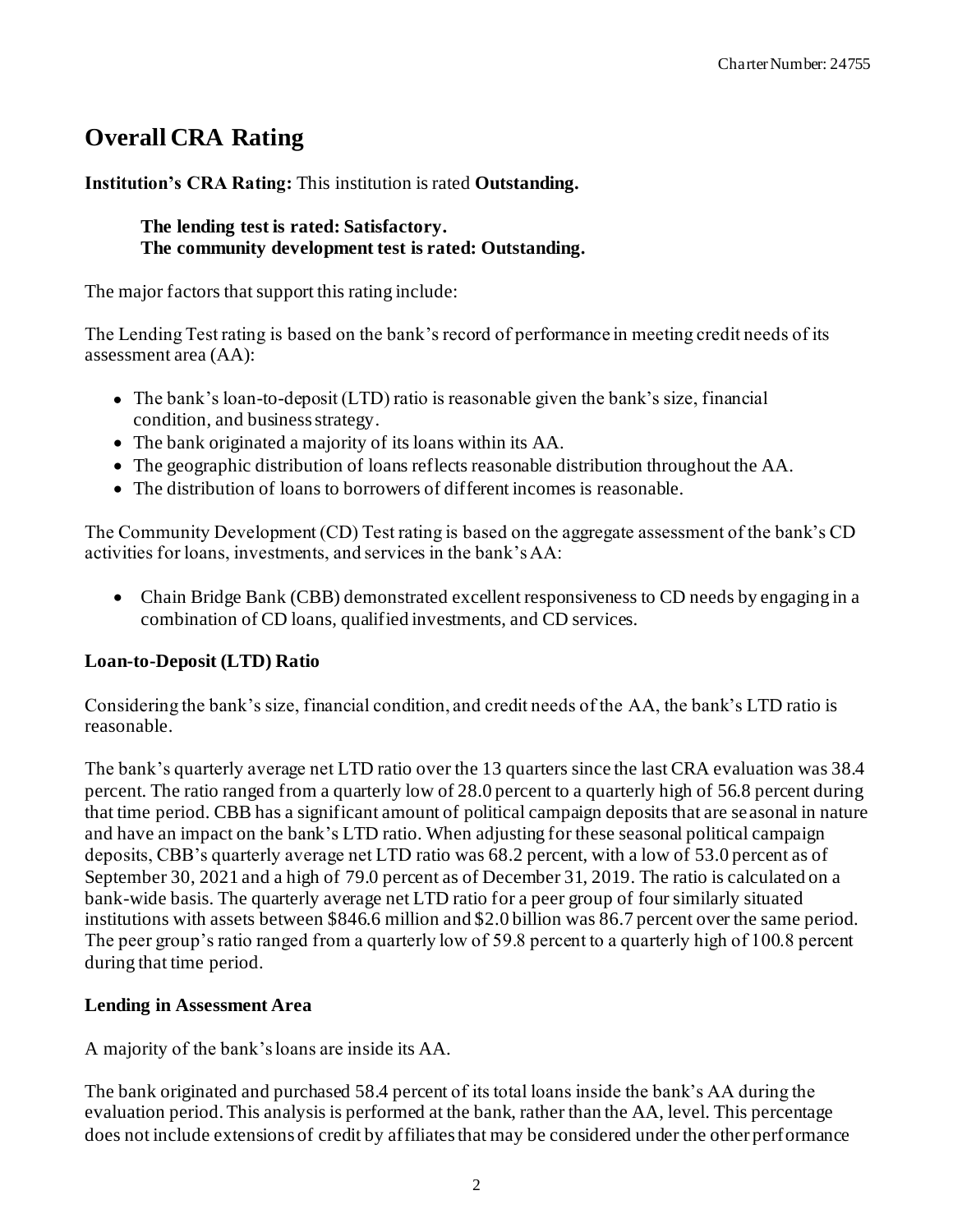# Overall CRA Rating

**Institution's CRA Rating:** This institution is rated **Outstanding.**

> **The lending test is rated: Satisfactory.**
> **The community development test is rated: Outstanding.**

The major factors that support this rating include:

The Lending Test rating is based on the bank's record of performance in meeting credit needs of its assessment area (AA):

- The bank's loan-to-deposit (LTD) ratio is reasonable given the bank's size, financial condition, and business strategy.
- The bank originated a majority of its loans within its AA.
- The geographic distribution of loans reflects reasonable distribution throughout the AA.
- The distribution of loans to borrowers of different incomes is reasonable.

The Community Development (CD) Test rating is based on the aggregate assessment of the bank's CD activities for loans, investments, and services in the bank's AA:

- Chain Bridge Bank (CBB) demonstrated excellent responsiveness to CD needs by engaging in a combination of CD loans, qualified investments, and CD services.

### Loan-to-Deposit (LTD) Ratio

Considering the bank's size, financial condition, and credit needs of the AA, the bank's LTD ratio is reasonable.

The bank's quarterly average net LTD ratio over the 13 quarters since the last CRA evaluation was 38.4 percent. The ratio ranged from a quarterly low of 28.0 percent to a quarterly high of 56.8 percent during that time period. CBB has a significant amount of political campaign deposits that are seasonal in nature and have an impact on the bank's LTD ratio. When adjusting for these seasonal political campaign deposits, CBB's quarterly average net LTD ratio was 68.2 percent, with a low of 53.0 percent as of September 30, 2021 and a high of 79.0 percent as of December 31, 2019. The ratio is calculated on a bank-wide basis. The quarterly average net LTD ratio for a peer group of four similarly situated institutions with assets between $846.6 million and $2.0 billion was 86.7 percent over the same period. The peer group's ratio ranged from a quarterly low of 59.8 percent to a quarterly high of 100.8 percent during that time period.

### Lending in Assessment Area

A majority of the bank's loans are inside its AA.

The bank originated and purchased 58.4 percent of its total loans inside the bank's AA during the evaluation period. This analysis is performed at the bank, rather than the AA, level. This percentage does not include extensions of credit by affiliates that may be considered under the other performance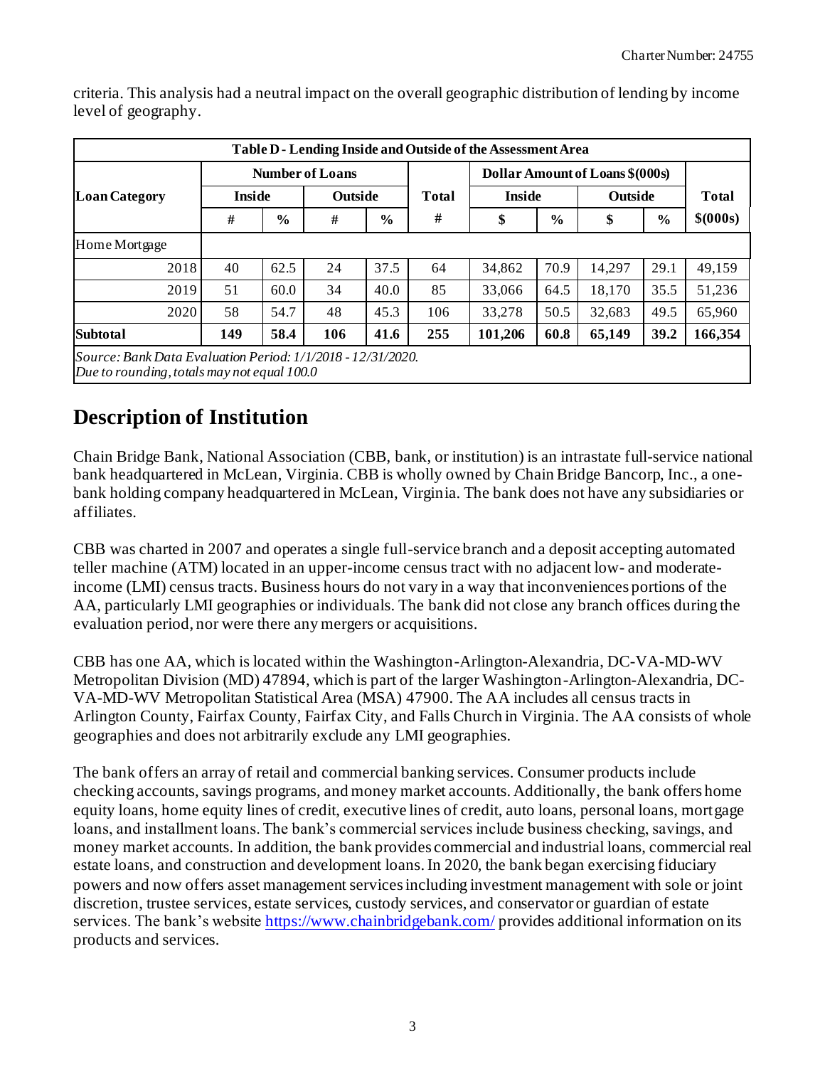criteria. This analysis had a neutral impact on the overall geographic distribution of lending by income level of geography.

| Table D - Lending Inside and Outside of the Assessment Area | | | | | | | | | | |
|---|---|---|---|---|---|---|---|---|---|---|
| Loan Category | Number of Loans | | | | | Dollar Amount of Loans $(000s) | | | | |
| | Inside | | Outside | | Total | Inside | | Outside | | Total |
| | # | % | # | % | # | $ | % | $ | % | $(000s) |
| Home Mortgage | | | | | | | | | | |
| 2018 | 40 | 62.5 | 24 | 37.5 | 64 | 34,862 | 70.9 | 14,297 | 29.1 | 49,159 |
| 2019 | 51 | 60.0 | 34 | 40.0 | 85 | 33,066 | 64.5 | 18,170 | 35.5 | 51,236 |
| 2020 | 58 | 54.7 | 48 | 45.3 | 106 | 33,278 | 50.5 | 32,683 | 49.5 | 65,960 |
| **Subtotal** | **149** | **58.4** | **106** | **41.6** | **255** | **101,206** | **60.8** | **65,149** | **39.2** | **166,354** |

*Source: Bank Data Evaluation Period: 1/1/2018 - 12/31/2020.*
*Due to rounding, totals may not equal 100.0*

# Description of Institution

Chain Bridge Bank, National Association (CBB, bank, or institution) is an intrastate full-service national bank headquartered in McLean, Virginia. CBB is wholly owned by Chain Bridge Bancorp, Inc., a one-bank holding company headquartered in McLean, Virginia. The bank does not have any subsidiaries or affiliates.

CBB was charted in 2007 and operates a single full-service branch and a deposit accepting automated teller machine (ATM) located in an upper-income census tract with no adjacent low- and moderate-income (LMI) census tracts. Business hours do not vary in a way that inconveniences portions of the AA, particularly LMI geographies or individuals. The bank did not close any branch offices during the evaluation period, nor were there any mergers or acquisitions.

CBB has one AA, which is located within the Washington-Arlington-Alexandria, DC-VA-MD-WV Metropolitan Division (MD) 47894, which is part of the larger Washington-Arlington-Alexandria, DC-VA-MD-WV Metropolitan Statistical Area (MSA) 47900. The AA includes all census tracts in Arlington County, Fairfax County, Fairfax City, and Falls Church in Virginia. The AA consists of whole geographies and does not arbitrarily exclude any LMI geographies.

The bank offers an array of retail and commercial banking services. Consumer products include checking accounts, savings programs, and money market accounts. Additionally, the bank offers home equity loans, home equity lines of credit, executive lines of credit, auto loans, personal loans, mortgage loans, and installment loans. The bank's commercial services include business checking, savings, and money market accounts. In addition, the bank provides commercial and industrial loans, commercial real estate loans, and construction and development loans. In 2020, the bank began exercising fiduciary powers and now offers asset management services including investment management with sole or joint discretion, trustee services, estate services, custody services, and conservator or guardian of estate services. The bank's website https://www.chainbridgebank.com/ provides additional information on its products and services.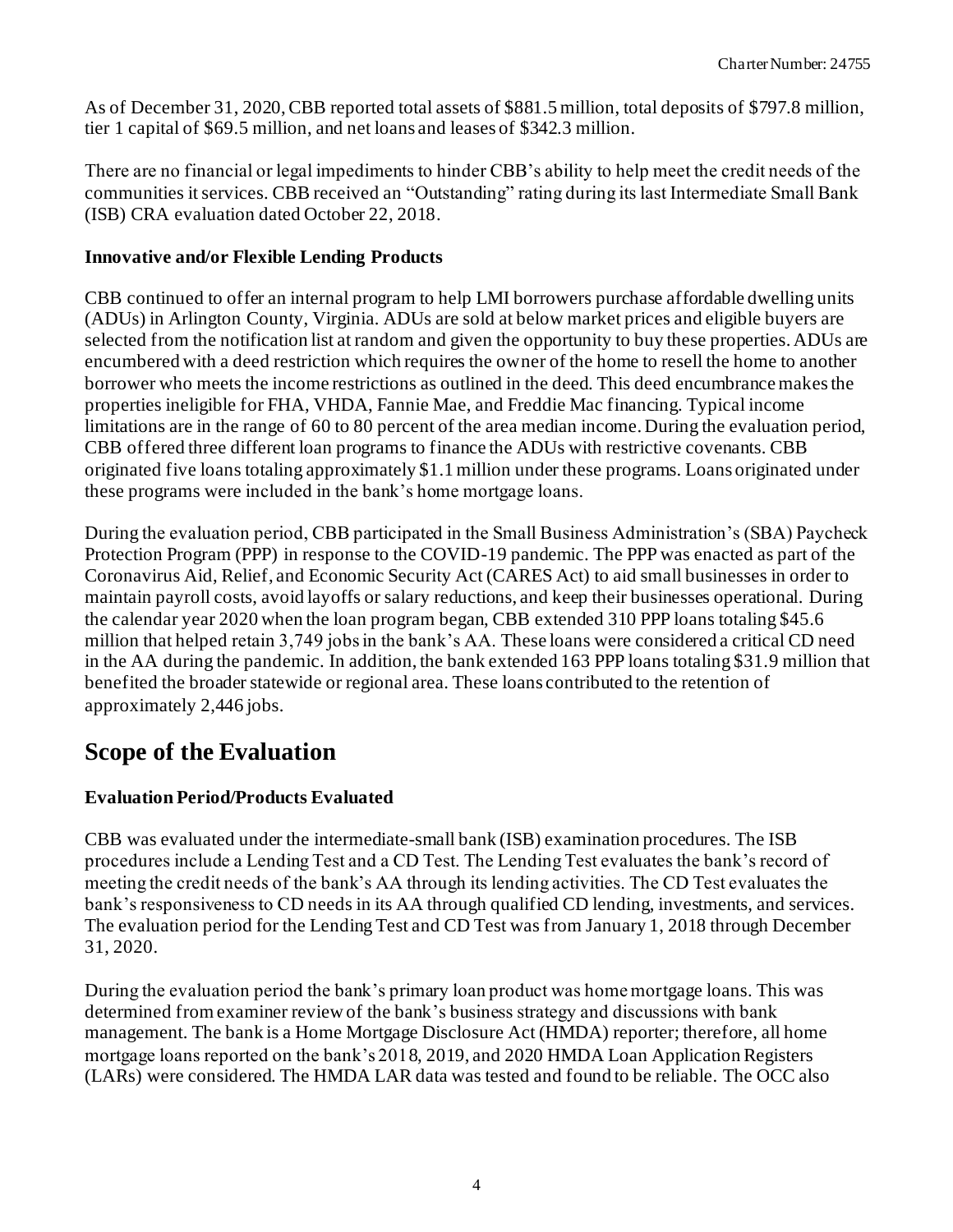As of December 31, 2020, CBB reported total assets of $881.5 million, total deposits of $797.8 million, tier 1 capital of $69.5 million, and net loans and leases of $342.3 million.

There are no financial or legal impediments to hinder CBB's ability to help meet the credit needs of the communities it services. CBB received an "Outstanding" rating during its last Intermediate Small Bank (ISB) CRA evaluation dated October 22, 2018.

**Innovative and/or Flexible Lending Products**

CBB continued to offer an internal program to help LMI borrowers purchase affordable dwelling units (ADUs) in Arlington County, Virginia. ADUs are sold at below market prices and eligible buyers are selected from the notification list at random and given the opportunity to buy these properties. ADUs are encumbered with a deed restriction which requires the owner of the home to resell the home to another borrower who meets the income restrictions as outlined in the deed. This deed encumbrance makes the properties ineligible for FHA, VHDA, Fannie Mae, and Freddie Mac financing. Typical income limitations are in the range of 60 to 80 percent of the area median income. During the evaluation period, CBB offered three different loan programs to finance the ADUs with restrictive covenants. CBB originated five loans totaling approximately $1.1 million under these programs. Loans originated under these programs were included in the bank's home mortgage loans.

During the evaluation period, CBB participated in the Small Business Administration's (SBA) Paycheck Protection Program (PPP) in response to the COVID-19 pandemic. The PPP was enacted as part of the Coronavirus Aid, Relief, and Economic Security Act (CARES Act) to aid small businesses in order to maintain payroll costs, avoid layoffs or salary reductions, and keep their businesses operational. During the calendar year 2020 when the loan program began, CBB extended 310 PPP loans totaling $45.6 million that helped retain 3,749 jobs in the bank's AA. These loans were considered a critical CD need in the AA during the pandemic. In addition, the bank extended 163 PPP loans totaling $31.9 million that benefited the broader statewide or regional area. These loans contributed to the retention of approximately 2,446 jobs.

# Scope of the Evaluation

**Evaluation Period/Products Evaluated**

CBB was evaluated under the intermediate-small bank (ISB) examination procedures. The ISB procedures include a Lending Test and a CD Test. The Lending Test evaluates the bank's record of meeting the credit needs of the bank's AA through its lending activities. The CD Test evaluates the bank's responsiveness to CD needs in its AA through qualified CD lending, investments, and services. The evaluation period for the Lending Test and CD Test was from January 1, 2018 through December 31, 2020.

During the evaluation period the bank's primary loan product was home mortgage loans. This was determined from examiner review of the bank's business strategy and discussions with bank management. The bank is a Home Mortgage Disclosure Act (HMDA) reporter; therefore, all home mortgage loans reported on the bank's 2018, 2019, and 2020 HMDA Loan Application Registers (LARs) were considered. The HMDA LAR data was tested and found to be reliable. The OCC also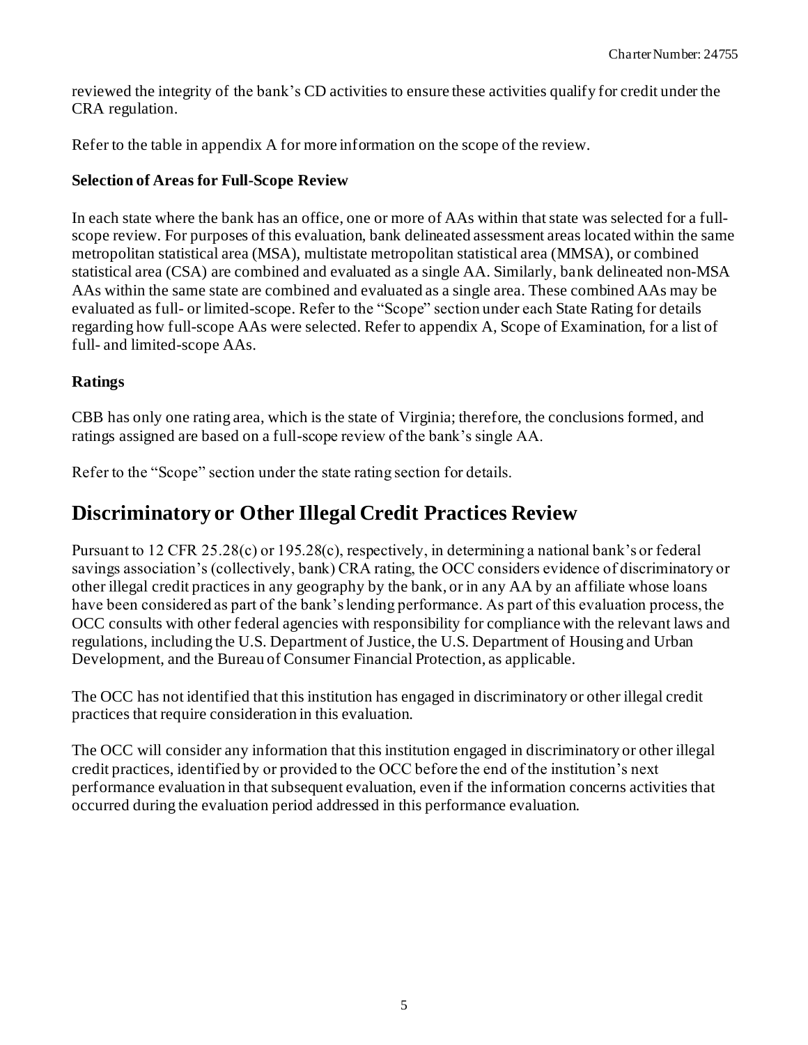reviewed the integrity of the bank's CD activities to ensure these activities qualify for credit under the CRA regulation.

Refer to the table in appendix A for more information on the scope of the review.

**Selection of Areas for Full-Scope Review**

In each state where the bank has an office, one or more of AAs within that state was selected for a full-scope review. For purposes of this evaluation, bank delineated assessment areas located within the same metropolitan statistical area (MSA), multistate metropolitan statistical area (MMSA), or combined statistical area (CSA) are combined and evaluated as a single AA. Similarly, bank delineated non-MSA AAs within the same state are combined and evaluated as a single area. These combined AAs may be evaluated as full- or limited-scope. Refer to the "Scope" section under each State Rating for details regarding how full-scope AAs were selected. Refer to appendix A, Scope of Examination, for a list of full- and limited-scope AAs.

**Ratings**

CBB has only one rating area, which is the state of Virginia; therefore, the conclusions formed, and ratings assigned are based on a full-scope review of the bank's single AA.

Refer to the "Scope" section under the state rating section for details.

## Discriminatory or Other Illegal Credit Practices Review

Pursuant to 12 CFR 25.28(c) or 195.28(c), respectively, in determining a national bank's or federal savings association's (collectively, bank) CRA rating, the OCC considers evidence of discriminatory or other illegal credit practices in any geography by the bank, or in any AA by an affiliate whose loans have been considered as part of the bank's lending performance. As part of this evaluation process, the OCC consults with other federal agencies with responsibility for compliance with the relevant laws and regulations, including the U.S. Department of Justice, the U.S. Department of Housing and Urban Development, and the Bureau of Consumer Financial Protection, as applicable.

The OCC has not identified that this institution has engaged in discriminatory or other illegal credit practices that require consideration in this evaluation.

The OCC will consider any information that this institution engaged in discriminatory or other illegal credit practices, identified by or provided to the OCC before the end of the institution's next performance evaluation in that subsequent evaluation, even if the information concerns activities that occurred during the evaluation period addressed in this performance evaluation.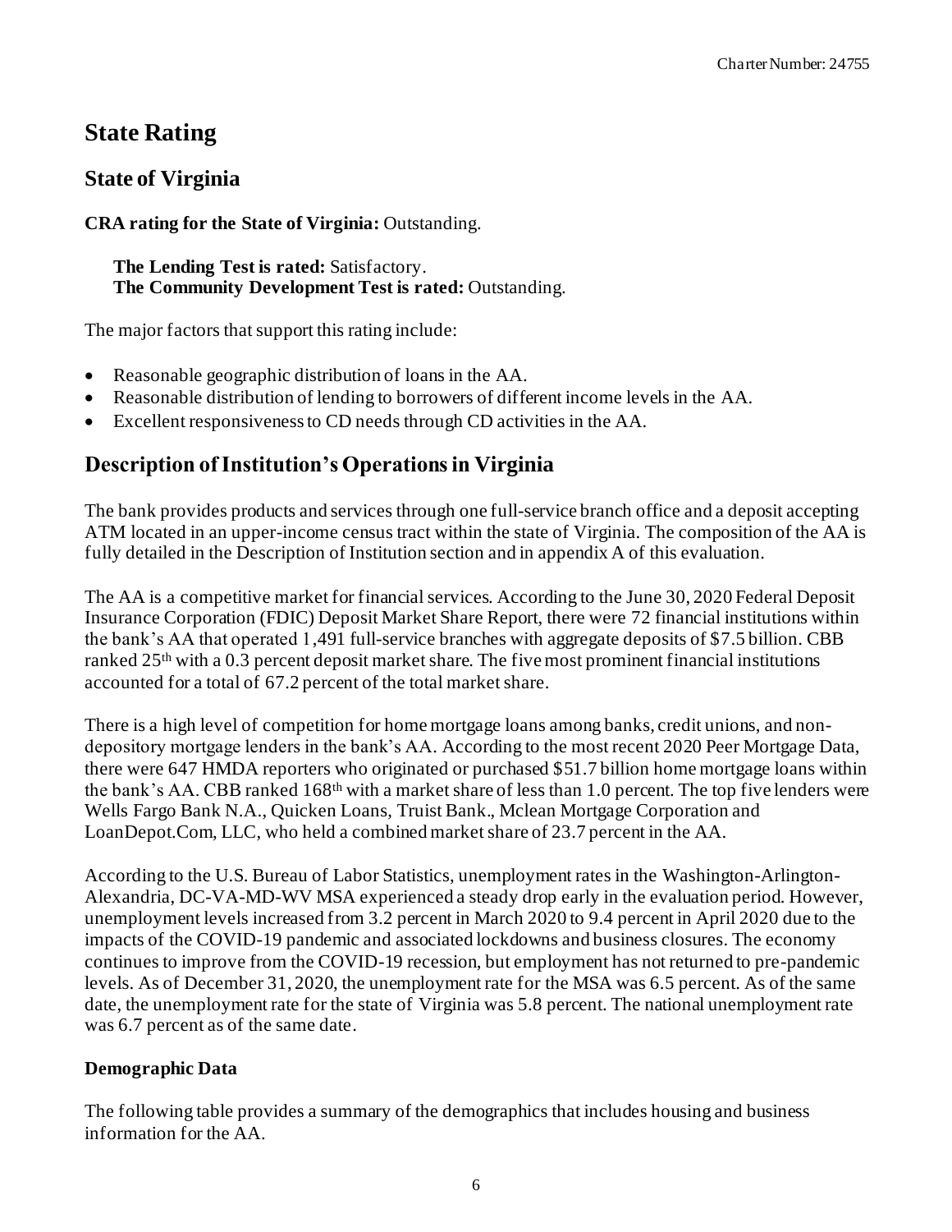# State Rating

## State of Virginia

**CRA rating for the State of Virginia:** Outstanding.

> **The Lending Test is rated:** Satisfactory.
> **The Community Development Test is rated:** Outstanding.

The major factors that support this rating include:

- Reasonable geographic distribution of loans in the AA.
- Reasonable distribution of lending to borrowers of different income levels in the AA.
- Excellent responsiveness to CD needs through CD activities in the AA.

## Description of Institution's Operations in Virginia

The bank provides products and services through one full-service branch office and a deposit accepting ATM located in an upper-income census tract within the state of Virginia. The composition of the AA is fully detailed in the Description of Institution section and in appendix A of this evaluation.

The AA is a competitive market for financial services. According to the June 30, 2020 Federal Deposit Insurance Corporation (FDIC) Deposit Market Share Report, there were 72 financial institutions within the bank's AA that operated 1,491 full-service branches with aggregate deposits of $7.5 billion. CBB ranked 25th with a 0.3 percent deposit market share. The five most prominent financial institutions accounted for a total of 67.2 percent of the total market share.

There is a high level of competition for home mortgage loans among banks, credit unions, and non-depository mortgage lenders in the bank's AA. According to the most recent 2020 Peer Mortgage Data, there were 647 HMDA reporters who originated or purchased $51.7 billion home mortgage loans within the bank's AA. CBB ranked 168th with a market share of less than 1.0 percent. The top five lenders were Wells Fargo Bank N.A., Quicken Loans, Truist Bank., Mclean Mortgage Corporation and LoanDepot.Com, LLC, who held a combined market share of 23.7 percent in the AA.

According to the U.S. Bureau of Labor Statistics, unemployment rates in the Washington-Arlington-Alexandria, DC-VA-MD-WV MSA experienced a steady drop early in the evaluation period. However, unemployment levels increased from 3.2 percent in March 2020 to 9.4 percent in April 2020 due to the impacts of the COVID-19 pandemic and associated lockdowns and business closures. The economy continues to improve from the COVID-19 recession, but employment has not returned to pre-pandemic levels. As of December 31, 2020, the unemployment rate for the MSA was 6.5 percent. As of the same date, the unemployment rate for the state of Virginia was 5.8 percent. The national unemployment rate was 6.7 percent as of the same date.

### Demographic Data

The following table provides a summary of the demographics that includes housing and business information for the AA.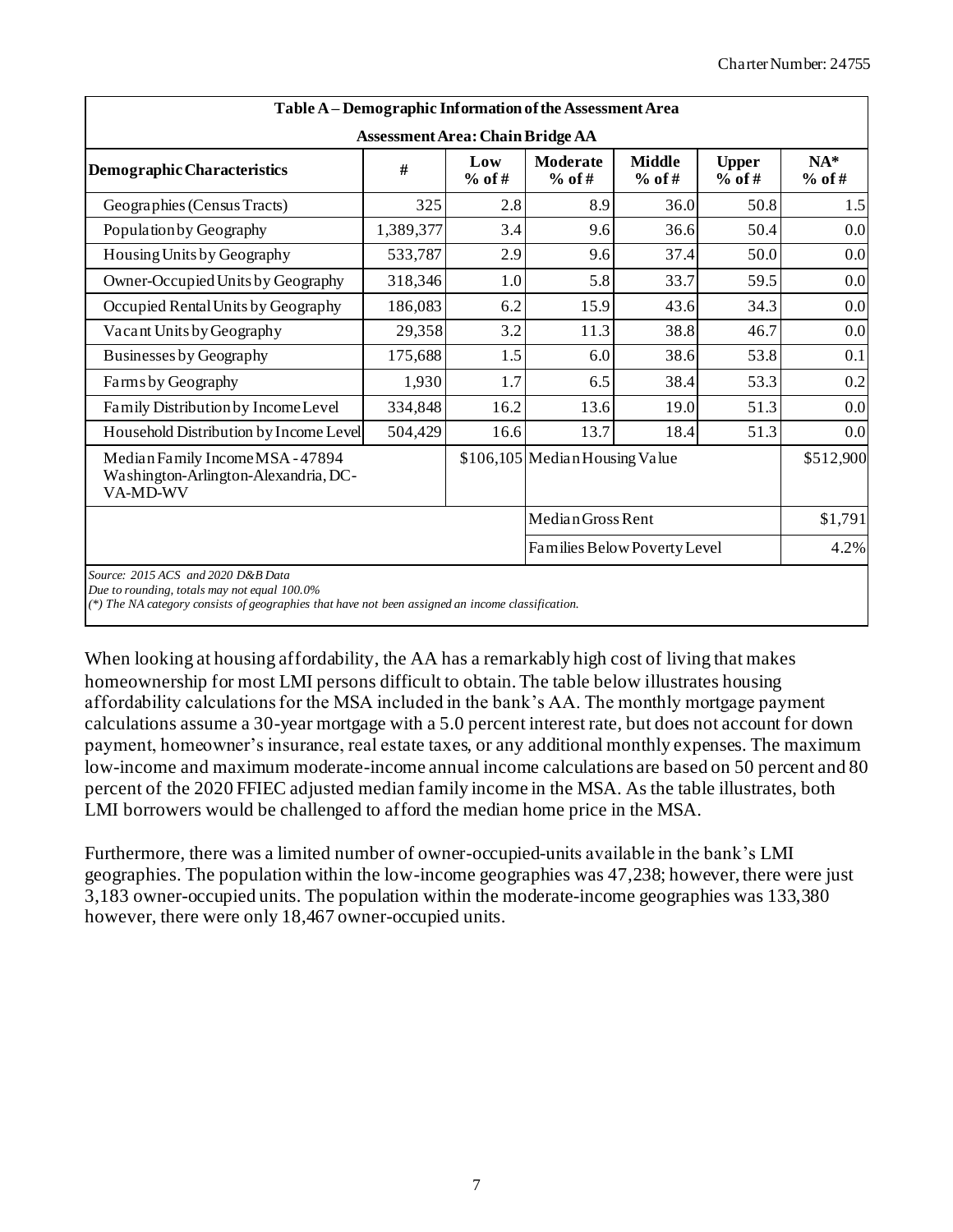| Table A – Demographic Information of the Assessment Area | | | | | | |
|---|---|---|---|---|---|---|
| **Assessment Area: Chain Bridge AA** | | | | | | |
| **Demographic Characteristics** | **#** | **Low % of #** | **Moderate % of #** | **Middle % of #** | **Upper % of #** | **NA* % of #** |
| Geographies (Census Tracts) | 325 | 2.8 | 8.9 | 36.0 | 50.8 | 1.5 |
| Population by Geography | 1,389,377 | 3.4 | 9.6 | 36.6 | 50.4 | 0.0 |
| Housing Units by Geography | 533,787 | 2.9 | 9.6 | 37.4 | 50.0 | 0.0 |
| Owner-Occupied Units by Geography | 318,346 | 1.0 | 5.8 | 33.7 | 59.5 | 0.0 |
| Occupied Rental Units by Geography | 186,083 | 6.2 | 15.9 | 43.6 | 34.3 | 0.0 |
| Vacant Units by Geography | 29,358 | 3.2 | 11.3 | 38.8 | 46.7 | 0.0 |
| Businesses by Geography | 175,688 | 1.5 | 6.0 | 38.6 | 53.8 | 0.1 |
| Farms by Geography | 1,930 | 1.7 | 6.5 | 38.4 | 53.3 | 0.2 |
| Family Distribution by Income Level | 334,848 | 16.2 | 13.6 | 19.0 | 51.3 | 0.0 |
| Household Distribution by Income Level | 504,429 | 16.6 | 13.7 | 18.4 | 51.3 | 0.0 |
| Median Family Income MSA - 47894 Washington-Arlington-Alexandria, DC-VA-MD-WV | | $106,105 | Median Housing Value | | | $512,900 |
| | | | Median Gross Rent | | | $1,791 |
| | | | Families Below Poverty Level | | | 4.2% |

*Source: 2015 ACS and 2020 D&B Data*
*Due to rounding, totals may not equal 100.0%*
*(\*) The NA category consists of geographies that have not been assigned an income classification.*

When looking at housing affordability, the AA has a remarkably high cost of living that makes homeownership for most LMI persons difficult to obtain. The table below illustrates housing affordability calculations for the MSA included in the bank's AA. The monthly mortgage payment calculations assume a 30-year mortgage with a 5.0 percent interest rate, but does not account for down payment, homeowner's insurance, real estate taxes, or any additional monthly expenses. The maximum low-income and maximum moderate-income annual income calculations are based on 50 percent and 80 percent of the 2020 FFIEC adjusted median family income in the MSA. As the table illustrates, both LMI borrowers would be challenged to afford the median home price in the MSA.

Furthermore, there was a limited number of owner-occupied-units available in the bank's LMI geographies. The population within the low-income geographies was 47,238; however, there were just 3,183 owner-occupied units. The population within the moderate-income geographies was 133,380 however, there were only 18,467 owner-occupied units.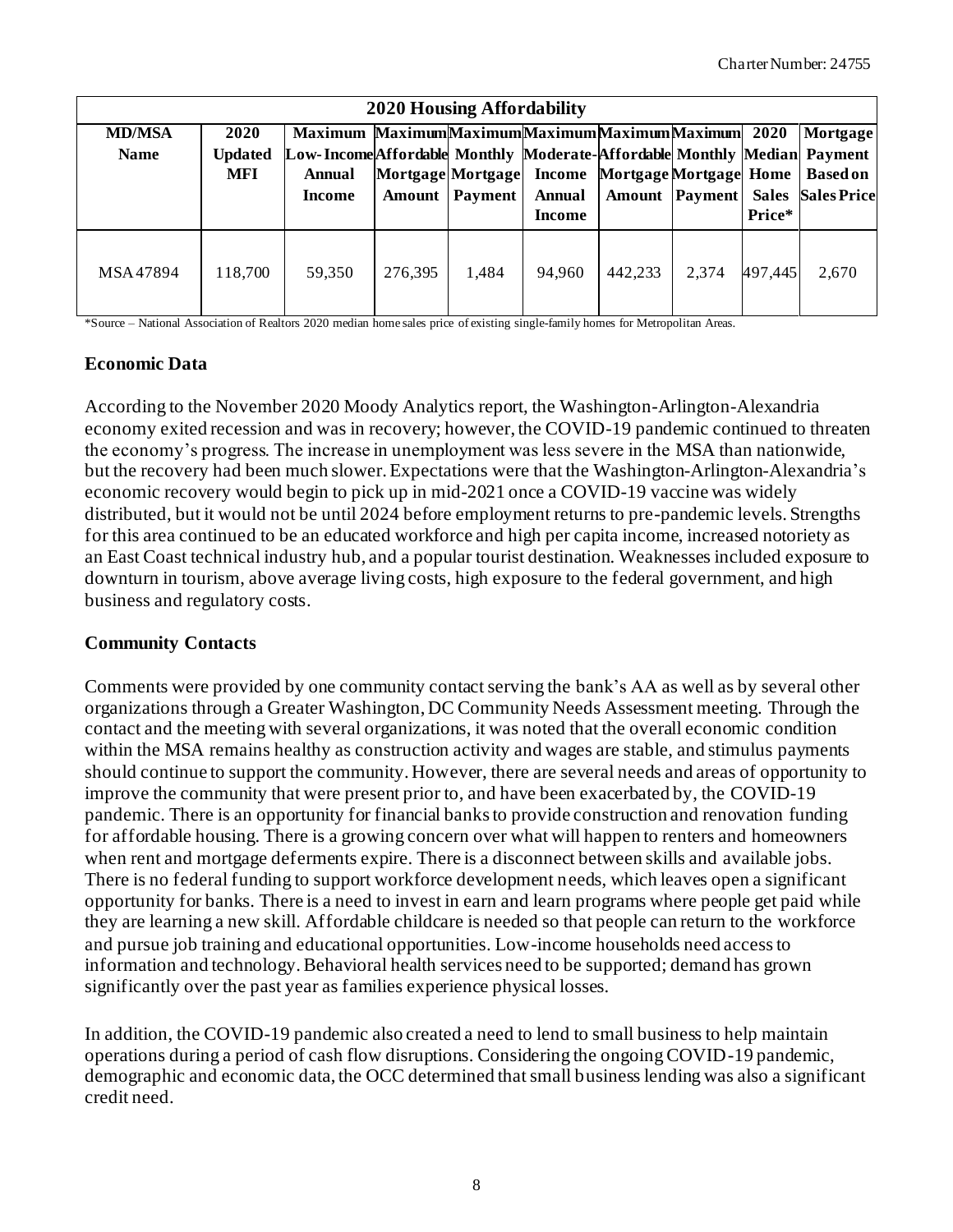| 2020 Housing Affordability | | | | | | | | | |
|---|---|---|---|---|---|---|---|---|---|
| MD/MSA Name | 2020 Updated MFI | Maximum Low-Income Annual Income | Maximum Affordable Mortgage Amount | Maximum Monthly Mortgage Payment | Maximum Moderate-Income Annual Income | Maximum Affordable Mortgage Amount | Maximum Monthly Mortgage Payment | 2020 Median Home Sales Price* | Mortgage Payment Based on Sales Price |
| MSA 47894 | 118,700 | 59,350 | 276,395 | 1,484 | 94,960 | 442,233 | 2,374 | 497,445 | 2,670 |

*Source – National Association of Realtors 2020 median home sales price of existing single-family homes for Metropolitan Areas.

**Economic Data**

According to the November 2020 Moody Analytics report, the Washington-Arlington-Alexandria economy exited recession and was in recovery; however, the COVID-19 pandemic continued to threaten the economy's progress. The increase in unemployment was less severe in the MSA than nationwide, but the recovery had been much slower. Expectations were that the Washington-Arlington-Alexandria's economic recovery would begin to pick up in mid-2021 once a COVID-19 vaccine was widely distributed, but it would not be until 2024 before employment returns to pre-pandemic levels. Strengths for this area continued to be an educated workforce and high per capita income, increased notoriety as an East Coast technical industry hub, and a popular tourist destination. Weaknesses included exposure to downturn in tourism, above average living costs, high exposure to the federal government, and high business and regulatory costs.

**Community Contacts**

Comments were provided by one community contact serving the bank's AA as well as by several other organizations through a Greater Washington, DC Community Needs Assessment meeting. Through the contact and the meeting with several organizations, it was noted that the overall economic condition within the MSA remains healthy as construction activity and wages are stable, and stimulus payments should continue to support the community. However, there are several needs and areas of opportunity to improve the community that were present prior to, and have been exacerbated by, the COVID-19 pandemic. There is an opportunity for financial banks to provide construction and renovation funding for affordable housing. There is a growing concern over what will happen to renters and homeowners when rent and mortgage deferments expire. There is a disconnect between skills and available jobs. There is no federal funding to support workforce development needs, which leaves open a significant opportunity for banks. There is a need to invest in earn and learn programs where people get paid while they are learning a new skill. Affordable childcare is needed so that people can return to the workforce and pursue job training and educational opportunities. Low-income households need access to information and technology. Behavioral health services need to be supported; demand has grown significantly over the past year as families experience physical losses.

In addition, the COVID-19 pandemic also created a need to lend to small business to help maintain operations during a period of cash flow disruptions. Considering the ongoing COVID-19 pandemic, demographic and economic data, the OCC determined that small business lending was also a significant credit need.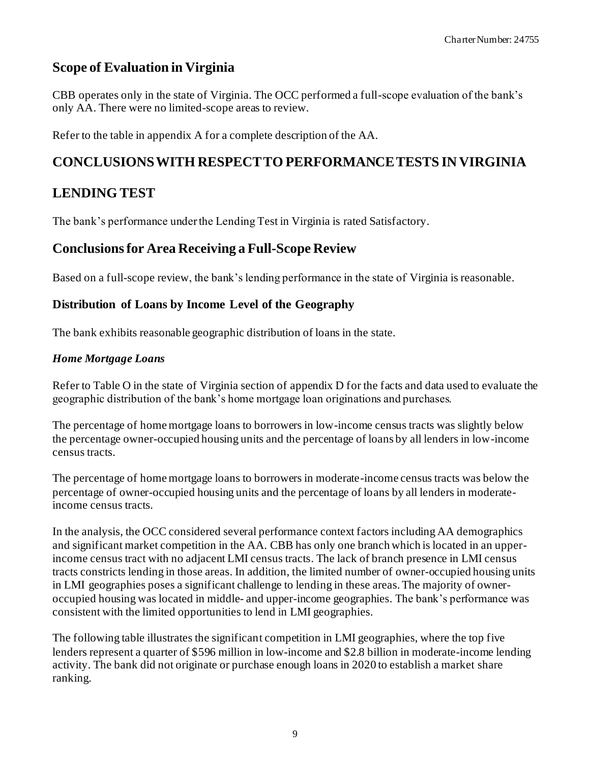## Scope of Evaluation in Virginia

CBB operates only in the state of Virginia. The OCC performed a full-scope evaluation of the bank's only AA. There were no limited-scope areas to review.

Refer to the table in appendix A for a complete description of the AA.

## CONCLUSIONS WITH RESPECT TO PERFORMANCE TESTS IN VIRGINIA

## LENDING TEST

The bank's performance under the Lending Test in Virginia is rated Satisfactory.

## Conclusions for Area Receiving a Full-Scope Review

Based on a full-scope review, the bank's lending performance in the state of Virginia is reasonable.

### Distribution of Loans by Income Level of the Geography

The bank exhibits reasonable geographic distribution of loans in the state.

#### *Home Mortgage Loans*

Refer to Table O in the state of Virginia section of appendix D for the facts and data used to evaluate the geographic distribution of the bank's home mortgage loan originations and purchases.

The percentage of home mortgage loans to borrowers in low-income census tracts was slightly below the percentage owner-occupied housing units and the percentage of loans by all lenders in low-income census tracts.

The percentage of home mortgage loans to borrowers in moderate-income census tracts was below the percentage of owner-occupied housing units and the percentage of loans by all lenders in moderate-income census tracts.

In the analysis, the OCC considered several performance context factors including AA demographics and significant market competition in the AA. CBB has only one branch which is located in an upper-income census tract with no adjacent LMI census tracts. The lack of branch presence in LMI census tracts constricts lending in those areas. In addition, the limited number of owner-occupied housing units in LMI geographies poses a significant challenge to lending in these areas. The majority of owner-occupied housing was located in middle- and upper-income geographies. The bank's performance was consistent with the limited opportunities to lend in LMI geographies.

The following table illustrates the significant competition in LMI geographies, where the top five lenders represent a quarter of $596 million in low-income and $2.8 billion in moderate-income lending activity. The bank did not originate or purchase enough loans in 2020 to establish a market share ranking.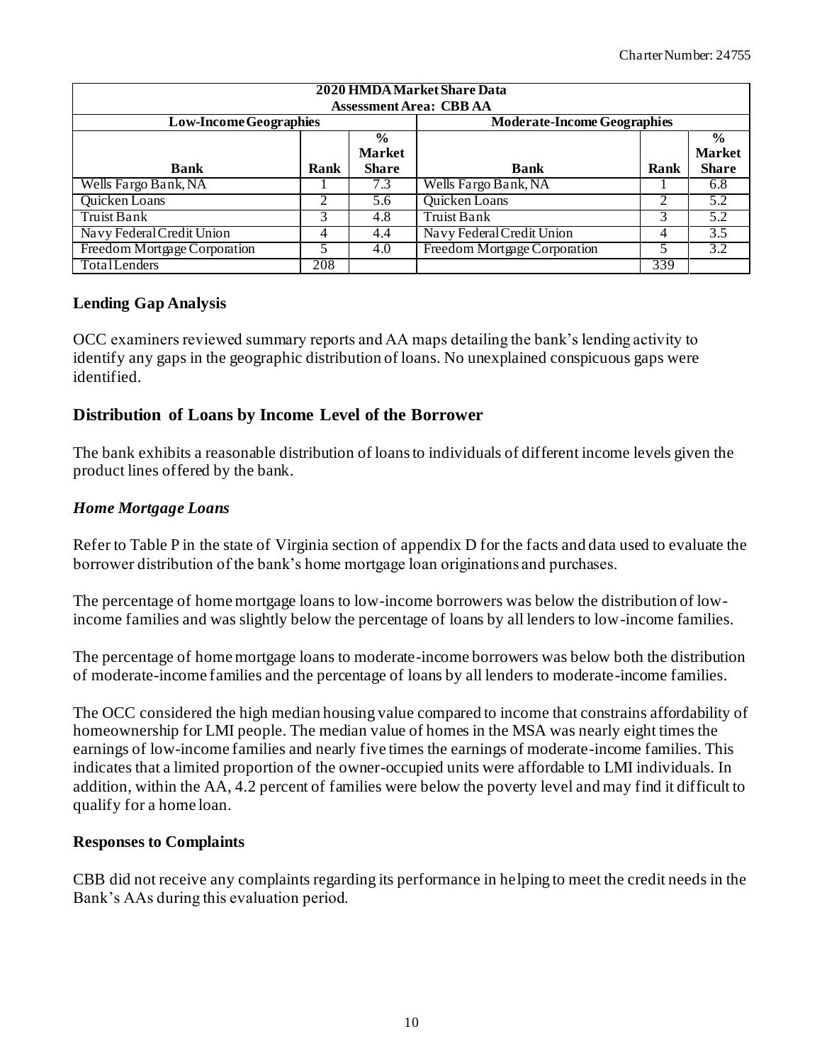| 2020 HMDA Market Share Data<br>Assessment Area: CBB AA | | | | | |
|---|---|---|---|---|---|
| Low-Income Geographies | | | Moderate-Income Geographies | | |
| Bank | Rank | % Market Share | Bank | Rank | % Market Share |
| Wells Fargo Bank, NA | 1 | 7.3 | Wells Fargo Bank, NA | 1 | 6.8 |
| Quicken Loans | 2 | 5.6 | Quicken Loans | 2 | 5.2 |
| Truist Bank | 3 | 4.8 | Truist Bank | 3 | 5.2 |
| Navy Federal Credit Union | 4 | 4.4 | Navy Federal Credit Union | 4 | 3.5 |
| Freedom Mortgage Corporation | 5 | 4.0 | Freedom Mortgage Corporation | 5 | 3.2 |
| Total Lenders | 208 | | | 339 | |

**Lending Gap Analysis**

OCC examiners reviewed summary reports and AA maps detailing the bank's lending activity to identify any gaps in the geographic distribution of loans. No unexplained conspicuous gaps were identified.

## Distribution of Loans by Income Level of the Borrower

The bank exhibits a reasonable distribution of loans to individuals of different income levels given the product lines offered by the bank.

### *Home Mortgage Loans*

Refer to Table P in the state of Virginia section of appendix D for the facts and data used to evaluate the borrower distribution of the bank's home mortgage loan originations and purchases.

The percentage of home mortgage loans to low-income borrowers was below the distribution of low-income families and was slightly below the percentage of loans by all lenders to low-income families.

The percentage of home mortgage loans to moderate-income borrowers was below both the distribution of moderate-income families and the percentage of loans by all lenders to moderate-income families.

The OCC considered the high median housing value compared to income that constrains affordability of homeownership for LMI people. The median value of homes in the MSA was nearly eight times the earnings of low-income families and nearly five times the earnings of moderate-income families. This indicates that a limited proportion of the owner-occupied units were affordable to LMI individuals. In addition, within the AA, 4.2 percent of families were below the poverty level and may find it difficult to qualify for a home loan.

**Responses to Complaints**

CBB did not receive any complaints regarding its performance in helping to meet the credit needs in the Bank's AAs during this evaluation period.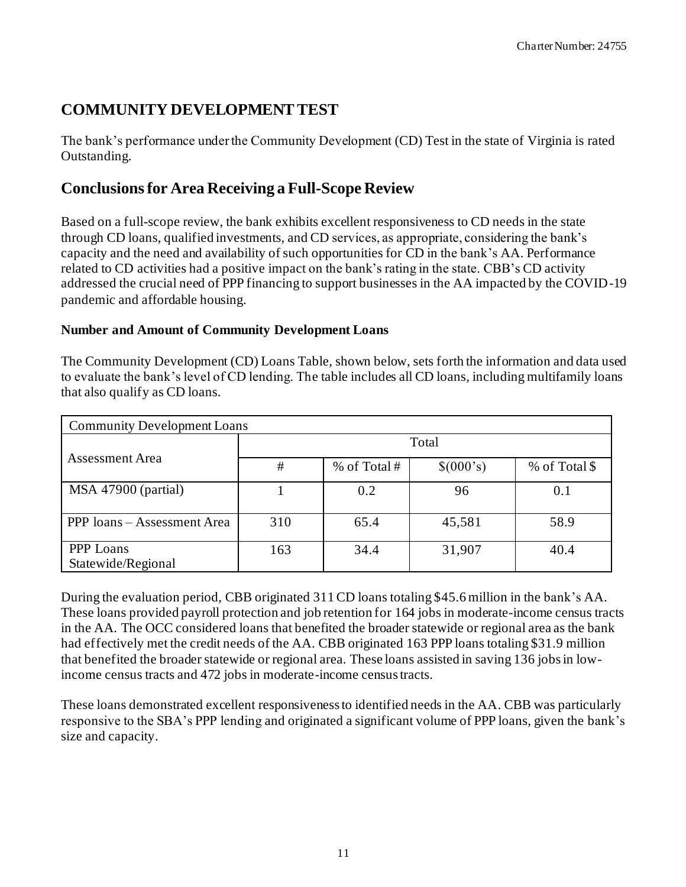## COMMUNITY DEVELOPMENT TEST

The bank's performance under the Community Development (CD) Test in the state of Virginia is rated Outstanding.

## Conclusions for Area Receiving a Full-Scope Review

Based on a full-scope review, the bank exhibits excellent responsiveness to CD needs in the state through CD loans, qualified investments, and CD services, as appropriate, considering the bank's capacity and the need and availability of such opportunities for CD in the bank's AA. Performance related to CD activities had a positive impact on the bank's rating in the state. CBB's CD activity addressed the crucial need of PPP financing to support businesses in the AA impacted by the COVID-19 pandemic and affordable housing.

**Number and Amount of Community Development Loans**

The Community Development (CD) Loans Table, shown below, sets forth the information and data used to evaluate the bank's level of CD lending. The table includes all CD loans, including multifamily loans that also qualify as CD loans.

| Community Development Loans | | | | |
|---|---|---|---|---|
| Assessment Area | Total | | | |
| | # | % of Total # | $(000's) | % of Total $ |
| MSA 47900 (partial) | 1 | 0.2 | 96 | 0.1 |
| PPP loans – Assessment Area | 310 | 65.4 | 45,581 | 58.9 |
| PPP Loans Statewide/Regional | 163 | 34.4 | 31,907 | 40.4 |

During the evaluation period, CBB originated 311 CD loans totaling $45.6 million in the bank's AA. These loans provided payroll protection and job retention for 164 jobs in moderate-income census tracts in the AA. The OCC considered loans that benefited the broader statewide or regional area as the bank had effectively met the credit needs of the AA. CBB originated 163 PPP loans totaling $31.9 million that benefited the broader statewide or regional area. These loans assisted in saving 136 jobs in low-income census tracts and 472 jobs in moderate-income census tracts.

These loans demonstrated excellent responsiveness to identified needs in the AA. CBB was particularly responsive to the SBA's PPP lending and originated a significant volume of PPP loans, given the bank's size and capacity.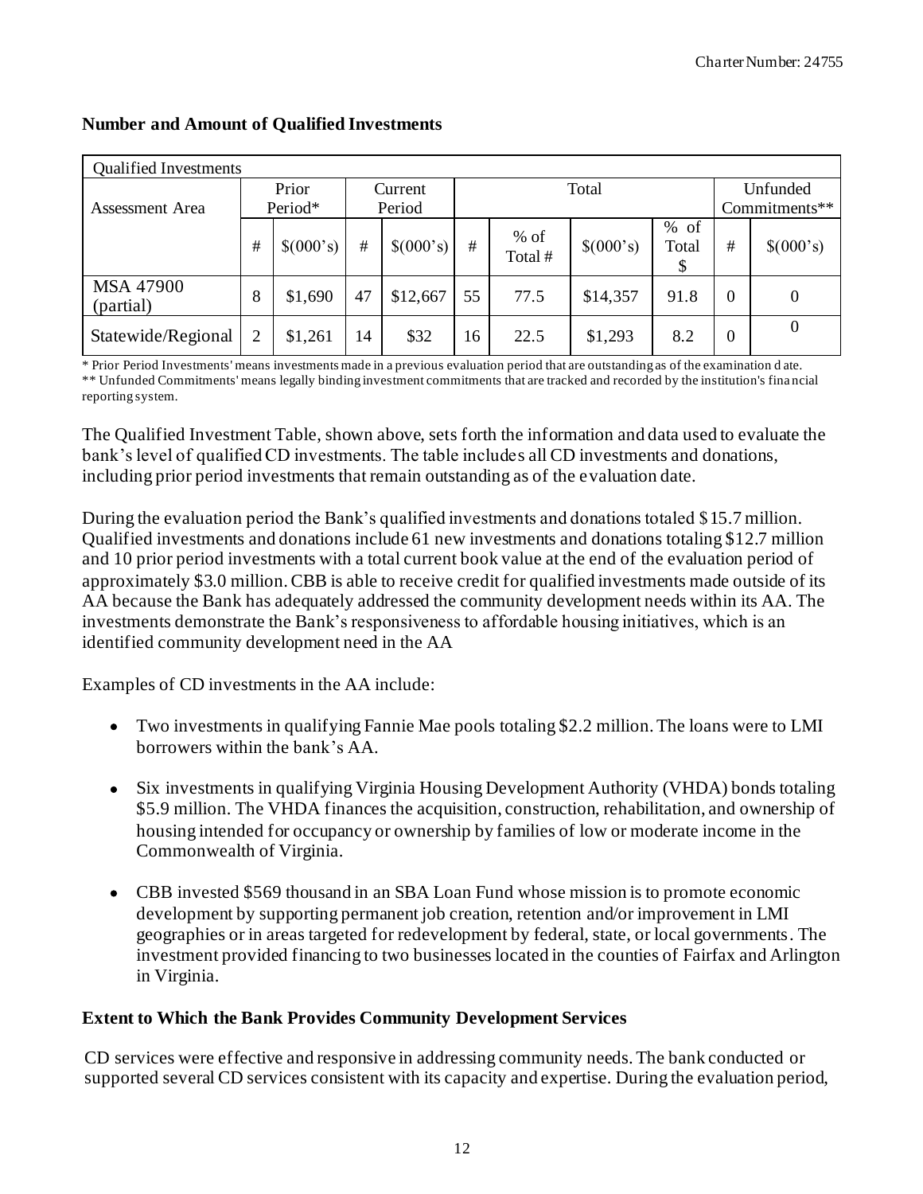## Number and Amount of Qualified Investments

| Qualified Investments | | | | | | | | | | |
|---|---|---|---|---|---|---|---|---|---|---|
| Assessment Area | Prior Period* | | Current Period | | Total | | | | Unfunded Commitments** | |
| | # | \$(000's) | # | \$(000's) | # | % of Total # | \$(000's) | % of Total \$ | # | \$(000's) |
| MSA 47900 (partial) | 8 | \$1,690 | 47 | \$12,667 | 55 | 77.5 | \$14,357 | 91.8 | 0 | 0 |
| Statewide/Regional | 2 | \$1,261 | 14 | \$32 | 16 | 22.5 | \$1,293 | 8.2 | 0 | 0 |

\* Prior Period Investments' means investments made in a previous evaluation period that are outstanding as of the examination date.
\*\* Unfunded Commitments' means legally binding investment commitments that are tracked and recorded by the institution's financial reporting system.

The Qualified Investment Table, shown above, sets forth the information and data used to evaluate the bank's level of qualified CD investments. The table includes all CD investments and donations, including prior period investments that remain outstanding as of the evaluation date.

During the evaluation period the Bank's qualified investments and donations totaled \$15.7 million. Qualified investments and donations include 61 new investments and donations totaling \$12.7 million and 10 prior period investments with a total current book value at the end of the evaluation period of approximately \$3.0 million. CBB is able to receive credit for qualified investments made outside of its AA because the Bank has adequately addressed the community development needs within its AA. The investments demonstrate the Bank's responsiveness to affordable housing initiatives, which is an identified community development need in the AA

Examples of CD investments in the AA include:

- Two investments in qualifying Fannie Mae pools totaling \$2.2 million. The loans were to LMI borrowers within the bank's AA.
- Six investments in qualifying Virginia Housing Development Authority (VHDA) bonds totaling \$5.9 million. The VHDA finances the acquisition, construction, rehabilitation, and ownership of housing intended for occupancy or ownership by families of low or moderate income in the Commonwealth of Virginia.
- CBB invested \$569 thousand in an SBA Loan Fund whose mission is to promote economic development by supporting permanent job creation, retention and/or improvement in LMI geographies or in areas targeted for redevelopment by federal, state, or local governments. The investment provided financing to two businesses located in the counties of Fairfax and Arlington in Virginia.

### Extent to Which the Bank Provides Community Development Services

CD services were effective and responsive in addressing community needs. The bank conducted or supported several CD services consistent with its capacity and expertise. During the evaluation period,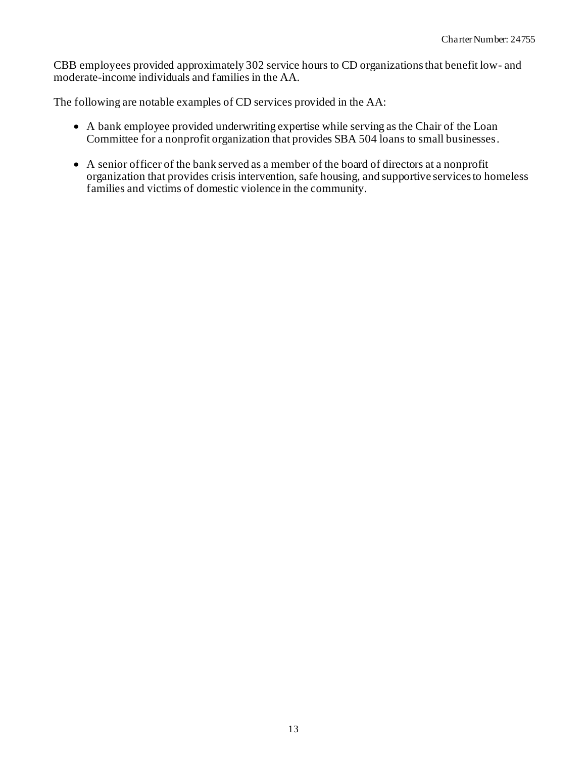CBB employees provided approximately 302 service hours to CD organizations that benefit low- and moderate-income individuals and families in the AA.

The following are notable examples of CD services provided in the AA:

- A bank employee provided underwriting expertise while serving as the Chair of the Loan Committee for a nonprofit organization that provides SBA 504 loans to small businesses.
- A senior officer of the bank served as a member of the board of directors at a nonprofit organization that provides crisis intervention, safe housing, and supportive services to homeless families and victims of domestic violence in the community.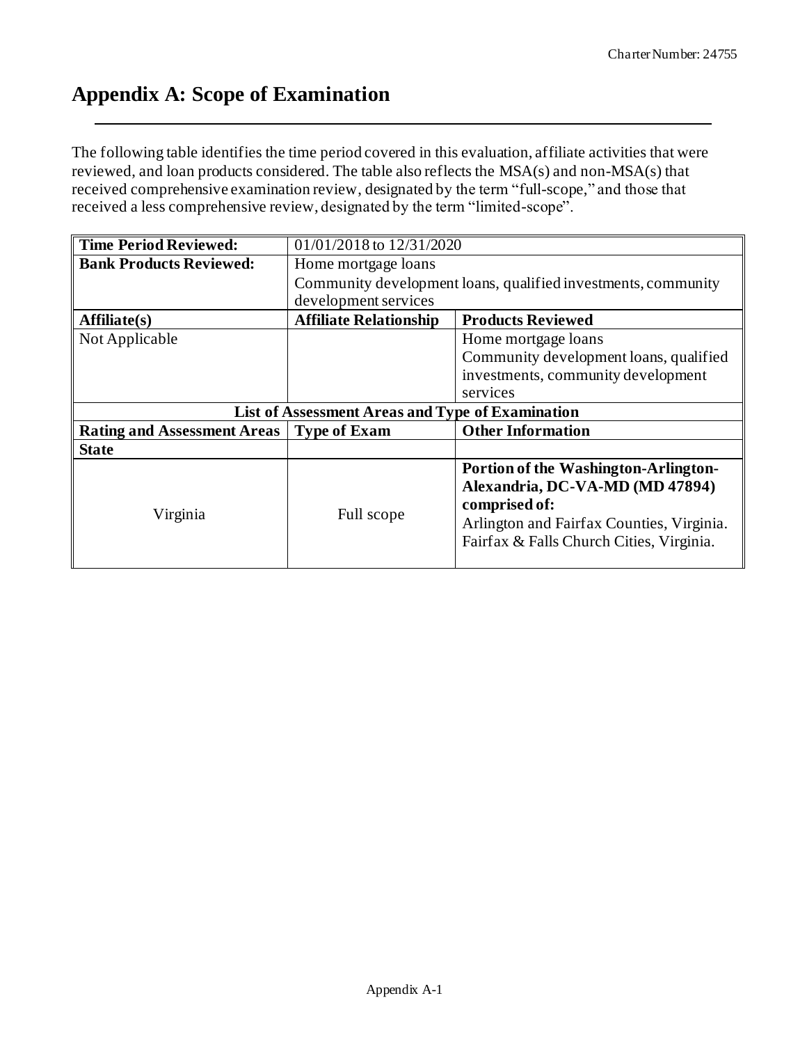# Appendix A: Scope of Examination

The following table identifies the time period covered in this evaluation, affiliate activities that were reviewed, and loan products considered. The table also reflects the MSA(s) and non-MSA(s) that received comprehensive examination review, designated by the term "full-scope," and those that received a less comprehensive review, designated by the term "limited-scope".

| **Time Period Reviewed:** | 01/01/2018 to 12/31/2020 | |
|---|---|---|
| **Bank Products Reviewed:** | Home mortgage loans<br>Community development loans, qualified investments, community development services | |
| **Affiliate(s)** | **Affiliate Relationship** | **Products Reviewed** |
| Not Applicable | | Home mortgage loans<br>Community development loans, qualified investments, community development services |
| **List of Assessment Areas and Type of Examination** | | |
| **Rating and Assessment Areas** | **Type of Exam** | **Other Information** |
| **State** | | |
| Virginia | Full scope | **Portion of the Washington-Arlington-Alexandria, DC-VA-MD (MD 47894) comprised of:**<br>Arlington and Fairfax Counties, Virginia.<br>Fairfax & Falls Church Cities, Virginia. |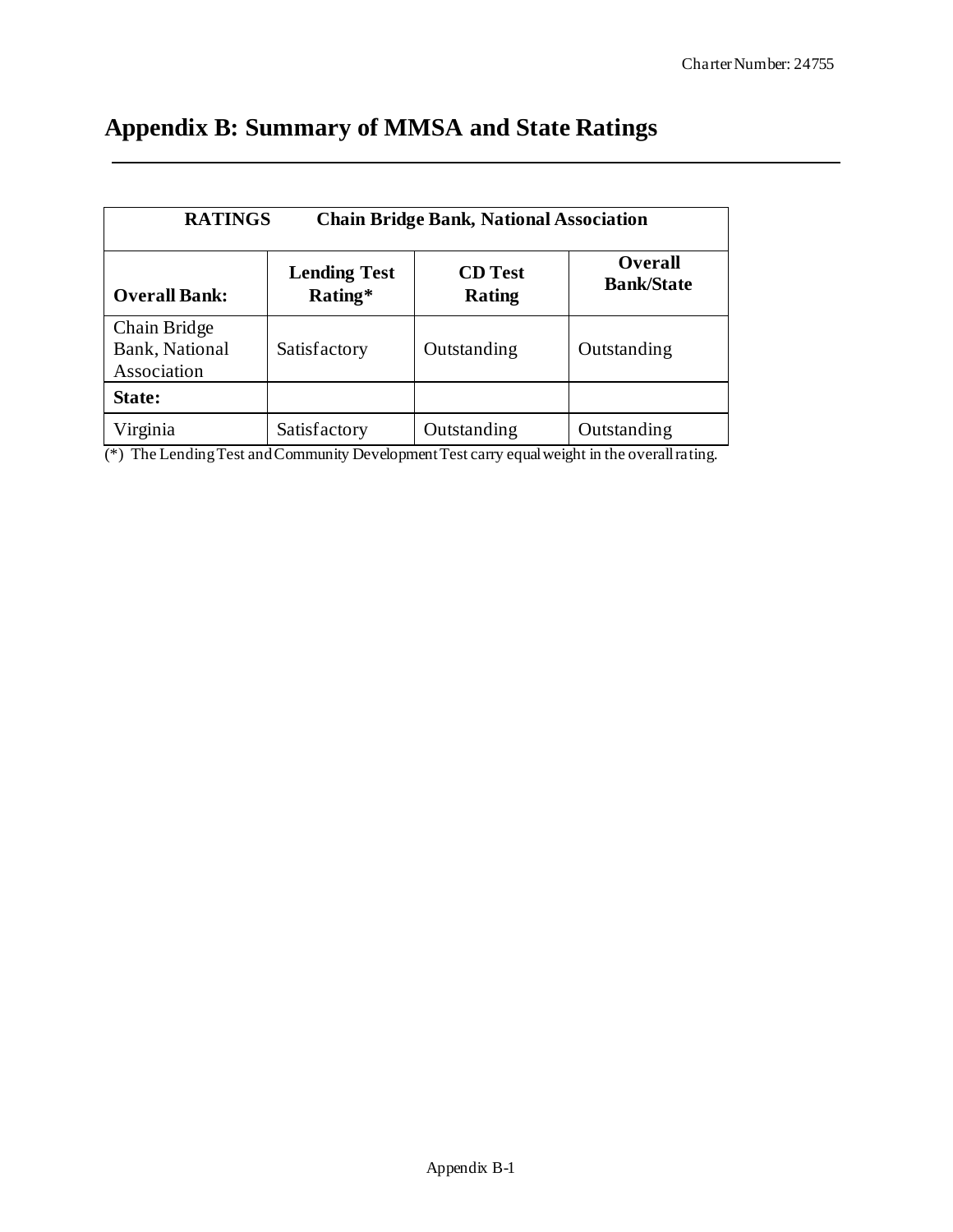# Appendix B: Summary of MMSA and State Ratings

| RATINGS | Chain Bridge Bank, National Association | | |
|---|---|---|---|
| **Overall Bank:** | **Lending Test Rating*** | **CD Test Rating** | **Overall Bank/State** |
| Chain Bridge Bank, National Association | Satisfactory | Outstanding | Outstanding |
| **State:** | | | |
| Virginia | Satisfactory | Outstanding | Outstanding |

(*) The Lending Test and Community Development Test carry equal weight in the overall rating.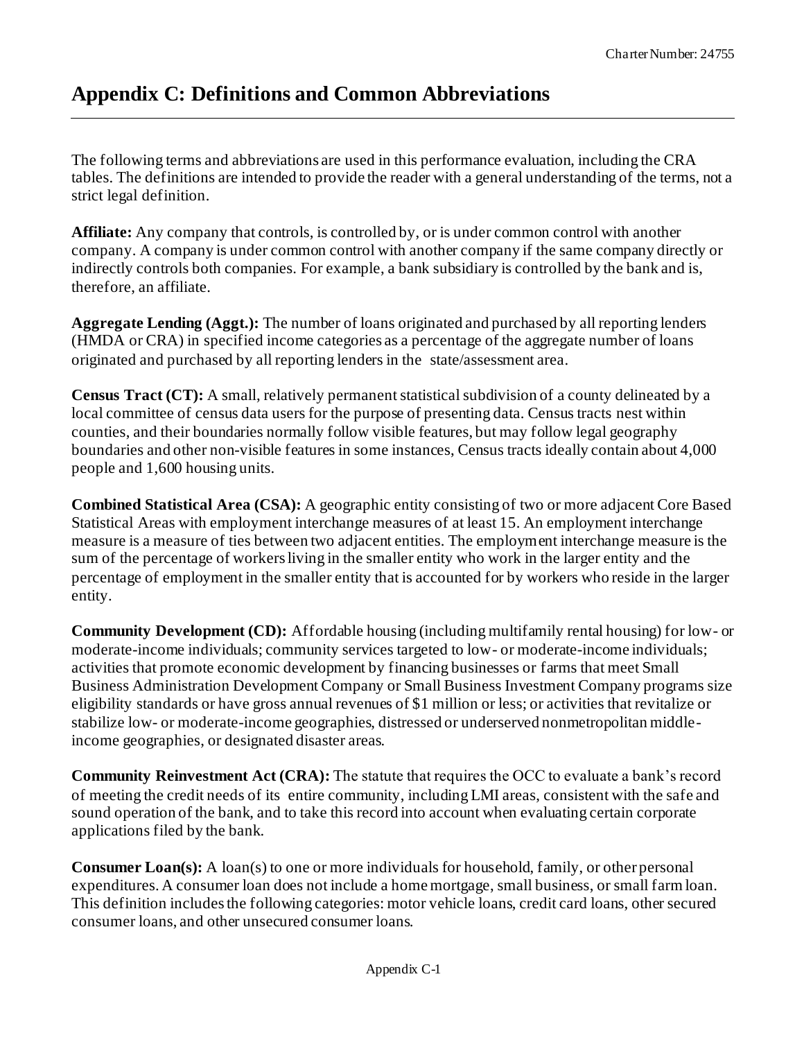# Appendix C: Definitions and Common Abbreviations

The following terms and abbreviations are used in this performance evaluation, including the CRA tables. The definitions are intended to provide the reader with a general understanding of the terms, not a strict legal definition.

**Affiliate:** Any company that controls, is controlled by, or is under common control with another company. A company is under common control with another company if the same company directly or indirectly controls both companies. For example, a bank subsidiary is controlled by the bank and is, therefore, an affiliate.

**Aggregate Lending (Aggt.):** The number of loans originated and purchased by all reporting lenders (HMDA or CRA) in specified income categories as a percentage of the aggregate number of loans originated and purchased by all reporting lenders in the state/assessment area.

**Census Tract (CT):** A small, relatively permanent statistical subdivision of a county delineated by a local committee of census data users for the purpose of presenting data. Census tracts nest within counties, and their boundaries normally follow visible features, but may follow legal geography boundaries and other non-visible features in some instances, Census tracts ideally contain about 4,000 people and 1,600 housing units.

**Combined Statistical Area (CSA):** A geographic entity consisting of two or more adjacent Core Based Statistical Areas with employment interchange measures of at least 15. An employment interchange measure is a measure of ties between two adjacent entities. The employment interchange measure is the sum of the percentage of workers living in the smaller entity who work in the larger entity and the percentage of employment in the smaller entity that is accounted for by workers who reside in the larger entity.

**Community Development (CD):** Affordable housing (including multifamily rental housing) for low- or moderate-income individuals; community services targeted to low- or moderate-income individuals; activities that promote economic development by financing businesses or farms that meet Small Business Administration Development Company or Small Business Investment Company programs size eligibility standards or have gross annual revenues of $1 million or less; or activities that revitalize or stabilize low- or moderate-income geographies, distressed or underserved nonmetropolitan middle-income geographies, or designated disaster areas.

**Community Reinvestment Act (CRA):** The statute that requires the OCC to evaluate a bank's record of meeting the credit needs of its entire community, including LMI areas, consistent with the safe and sound operation of the bank, and to take this record into account when evaluating certain corporate applications filed by the bank.

**Consumer Loan(s):** A loan(s) to one or more individuals for household, family, or other personal expenditures. A consumer loan does not include a home mortgage, small business, or small farm loan. This definition includes the following categories: motor vehicle loans, credit card loans, other secured consumer loans, and other unsecured consumer loans.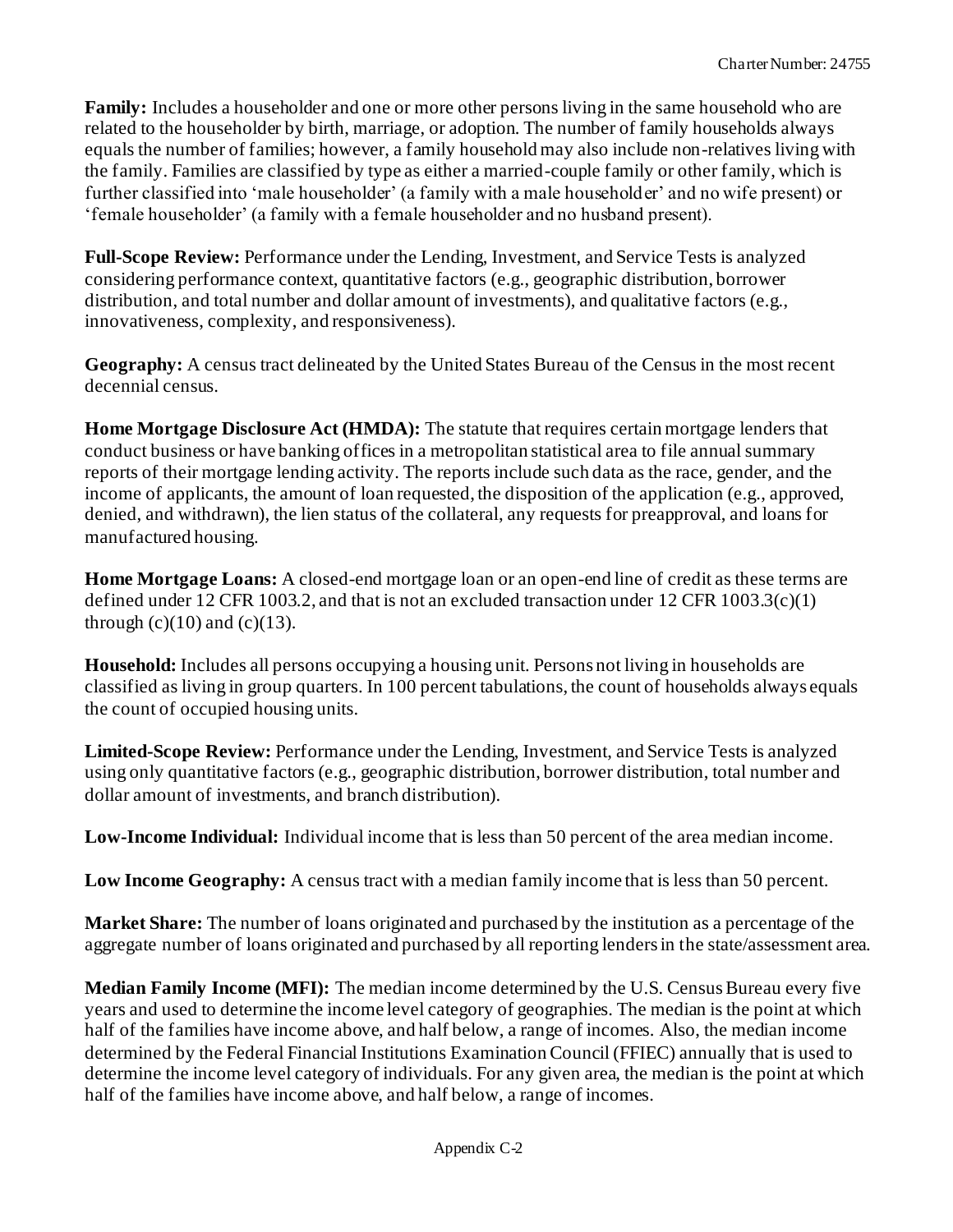**Family:** Includes a householder and one or more other persons living in the same household who are related to the householder by birth, marriage, or adoption. The number of family households always equals the number of families; however, a family household may also include non-relatives living with the family. Families are classified by type as either a married-couple family or other family, which is further classified into 'male householder' (a family with a male householder' and no wife present) or 'female householder' (a family with a female householder and no husband present).

**Full-Scope Review:** Performance under the Lending, Investment, and Service Tests is analyzed considering performance context, quantitative factors (e.g., geographic distribution, borrower distribution, and total number and dollar amount of investments), and qualitative factors (e.g., innovativeness, complexity, and responsiveness).

**Geography:** A census tract delineated by the United States Bureau of the Census in the most recent decennial census.

**Home Mortgage Disclosure Act (HMDA):** The statute that requires certain mortgage lenders that conduct business or have banking offices in a metropolitan statistical area to file annual summary reports of their mortgage lending activity. The reports include such data as the race, gender, and the income of applicants, the amount of loan requested, the disposition of the application (e.g., approved, denied, and withdrawn), the lien status of the collateral, any requests for preapproval, and loans for manufactured housing.

**Home Mortgage Loans:** A closed-end mortgage loan or an open-end line of credit as these terms are defined under 12 CFR 1003.2, and that is not an excluded transaction under 12 CFR 1003.3(c)(1) through (c)(10) and (c)(13).

**Household:** Includes all persons occupying a housing unit. Persons not living in households are classified as living in group quarters. In 100 percent tabulations, the count of households always equals the count of occupied housing units.

**Limited-Scope Review:** Performance under the Lending, Investment, and Service Tests is analyzed using only quantitative factors (e.g., geographic distribution, borrower distribution, total number and dollar amount of investments, and branch distribution).

**Low-Income Individual:** Individual income that is less than 50 percent of the area median income.

**Low Income Geography:** A census tract with a median family income that is less than 50 percent.

**Market Share:** The number of loans originated and purchased by the institution as a percentage of the aggregate number of loans originated and purchased by all reporting lenders in the state/assessment area.

**Median Family Income (MFI):** The median income determined by the U.S. Census Bureau every five years and used to determine the income level category of geographies. The median is the point at which half of the families have income above, and half below, a range of incomes. Also, the median income determined by the Federal Financial Institutions Examination Council (FFIEC) annually that is used to determine the income level category of individuals. For any given area, the median is the point at which half of the families have income above, and half below, a range of incomes.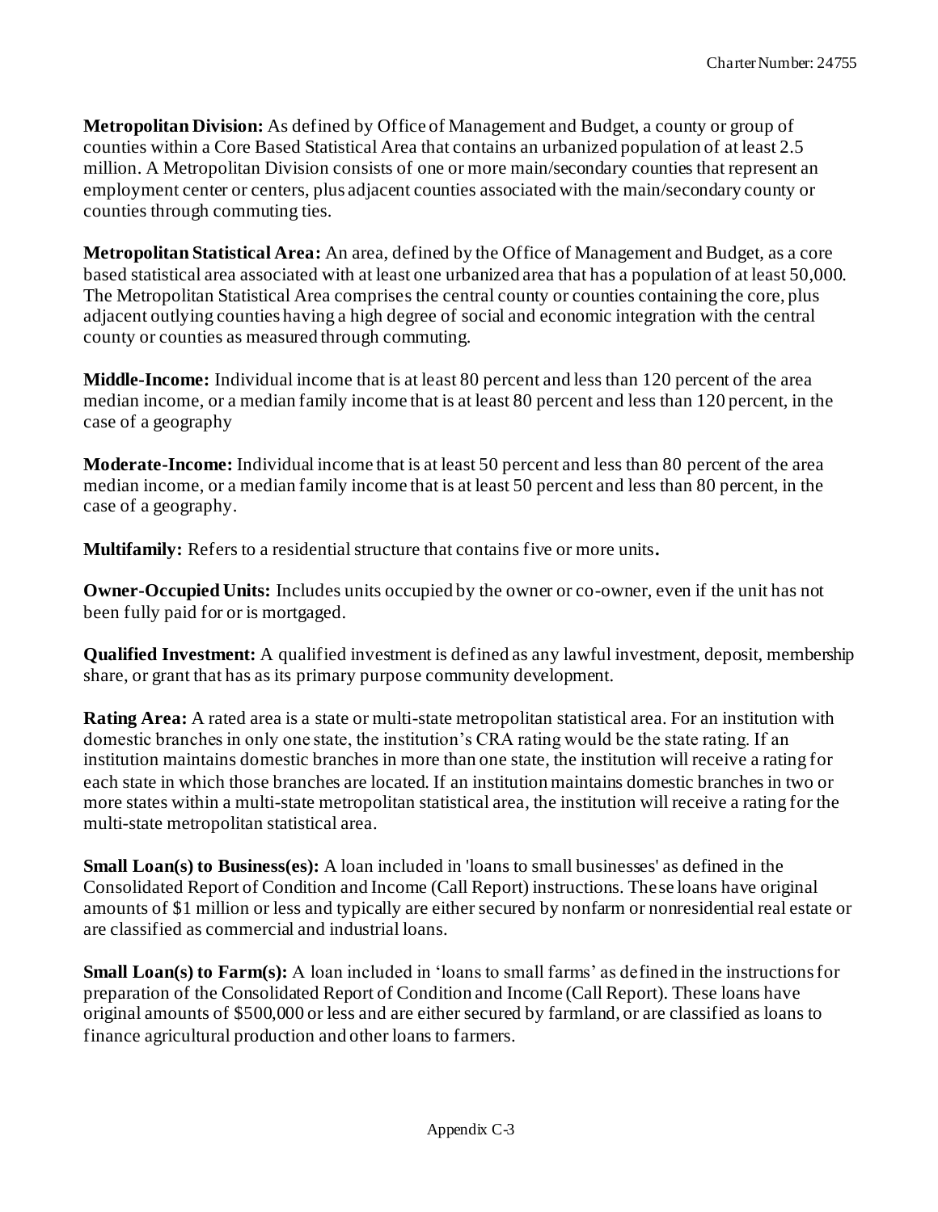**Metropolitan Division:** As defined by Office of Management and Budget, a county or group of counties within a Core Based Statistical Area that contains an urbanized population of at least 2.5 million. A Metropolitan Division consists of one or more main/secondary counties that represent an employment center or centers, plus adjacent counties associated with the main/secondary county or counties through commuting ties.

**Metropolitan Statistical Area:** An area, defined by the Office of Management and Budget, as a core based statistical area associated with at least one urbanized area that has a population of at least 50,000. The Metropolitan Statistical Area comprises the central county or counties containing the core, plus adjacent outlying counties having a high degree of social and economic integration with the central county or counties as measured through commuting.

**Middle-Income:** Individual income that is at least 80 percent and less than 120 percent of the area median income, or a median family income that is at least 80 percent and less than 120 percent, in the case of a geography

**Moderate-Income:** Individual income that is at least 50 percent and less than 80 percent of the area median income, or a median family income that is at least 50 percent and less than 80 percent, in the case of a geography.

**Multifamily:** Refers to a residential structure that contains five or more units**.**

**Owner-Occupied Units:** Includes units occupied by the owner or co-owner, even if the unit has not been fully paid for or is mortgaged.

**Qualified Investment:** A qualified investment is defined as any lawful investment, deposit, membership share, or grant that has as its primary purpose community development.

**Rating Area:** A rated area is a state or multi-state metropolitan statistical area. For an institution with domestic branches in only one state, the institution's CRA rating would be the state rating. If an institution maintains domestic branches in more than one state, the institution will receive a rating for each state in which those branches are located. If an institution maintains domestic branches in two or more states within a multi-state metropolitan statistical area, the institution will receive a rating for the multi-state metropolitan statistical area.

**Small Loan(s) to Business(es):** A loan included in 'loans to small businesses' as defined in the Consolidated Report of Condition and Income (Call Report) instructions. These loans have original amounts of $1 million or less and typically are either secured by nonfarm or nonresidential real estate or are classified as commercial and industrial loans.

**Small Loan(s) to Farm(s):** A loan included in 'loans to small farms' as defined in the instructions for preparation of the Consolidated Report of Condition and Income (Call Report). These loans have original amounts of $500,000 or less and are either secured by farmland, or are classified as loans to finance agricultural production and other loans to farmers.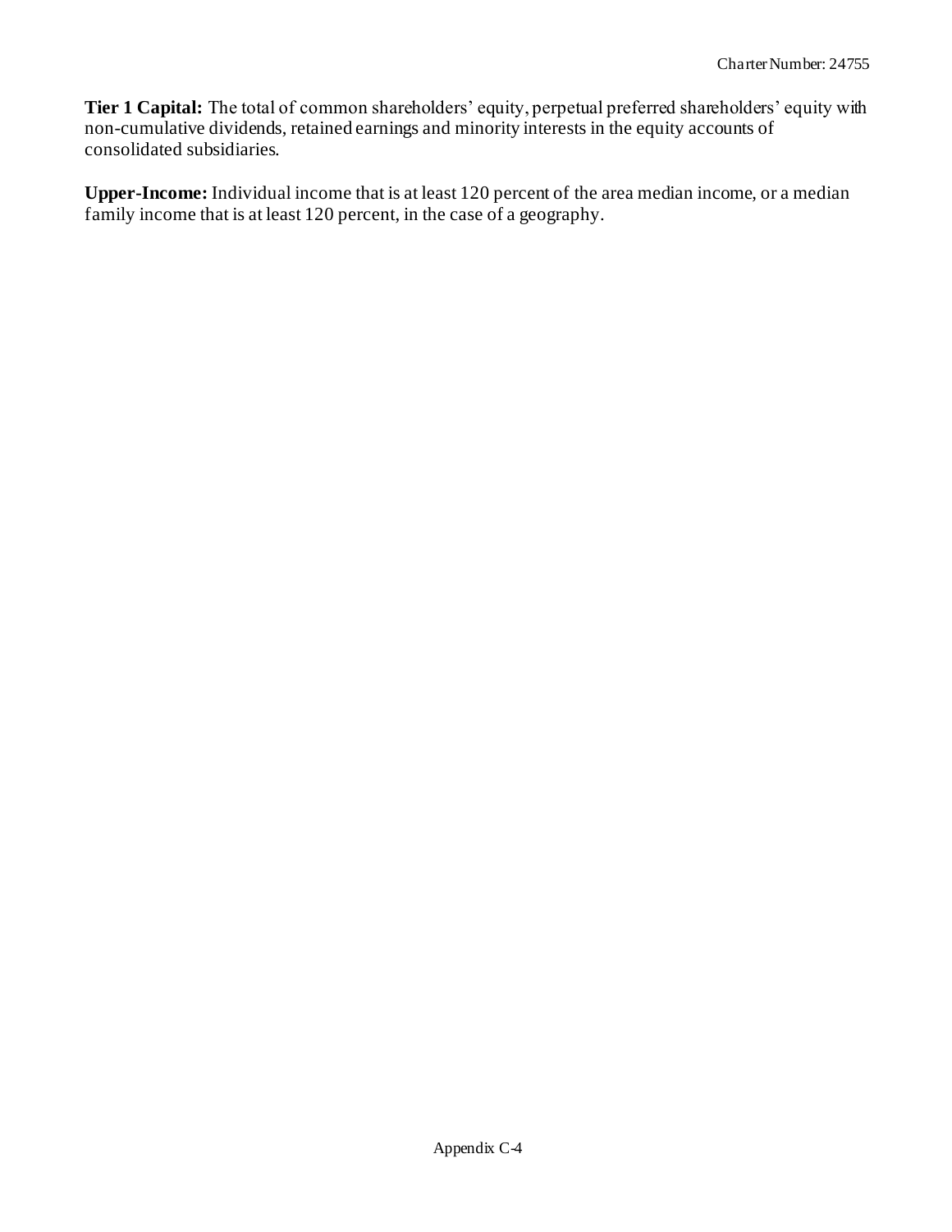**Tier 1 Capital:** The total of common shareholders' equity, perpetual preferred shareholders' equity with non-cumulative dividends, retained earnings and minority interests in the equity accounts of consolidated subsidiaries.

**Upper-Income:** Individual income that is at least 120 percent of the area median income, or a median family income that is at least 120 percent, in the case of a geography.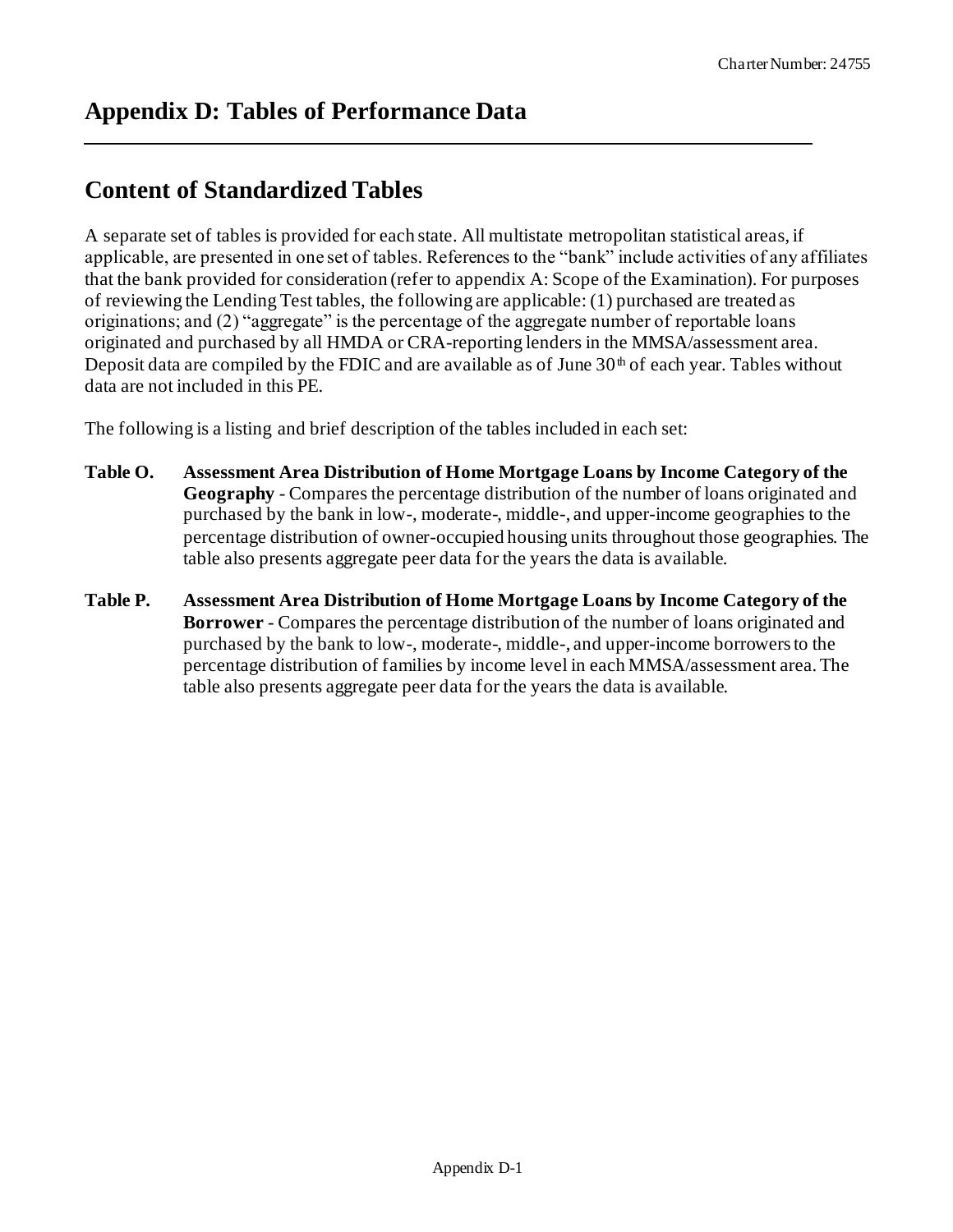# Appendix D: Tables of Performance Data

## Content of Standardized Tables

A separate set of tables is provided for each state. All multistate metropolitan statistical areas, if applicable, are presented in one set of tables. References to the "bank" include activities of any affiliates that the bank provided for consideration (refer to appendix A: Scope of the Examination). For purposes of reviewing the Lending Test tables, the following are applicable: (1) purchased are treated as originations; and (2) "aggregate" is the percentage of the aggregate number of reportable loans originated and purchased by all HMDA or CRA-reporting lenders in the MMSA/assessment area. Deposit data are compiled by the FDIC and are available as of June 30th of each year. Tables without data are not included in this PE.

The following is a listing and brief description of the tables included in each set:

**Table O. Assessment Area Distribution of Home Mortgage Loans by Income Category of the Geography** - Compares the percentage distribution of the number of loans originated and purchased by the bank in low-, moderate-, middle-, and upper-income geographies to the percentage distribution of owner-occupied housing units throughout those geographies. The table also presents aggregate peer data for the years the data is available.

**Table P. Assessment Area Distribution of Home Mortgage Loans by Income Category of the Borrower** - Compares the percentage distribution of the number of loans originated and purchased by the bank to low-, moderate-, middle-, and upper-income borrowers to the percentage distribution of families by income level in each MMSA/assessment area. The table also presents aggregate peer data for the years the data is available.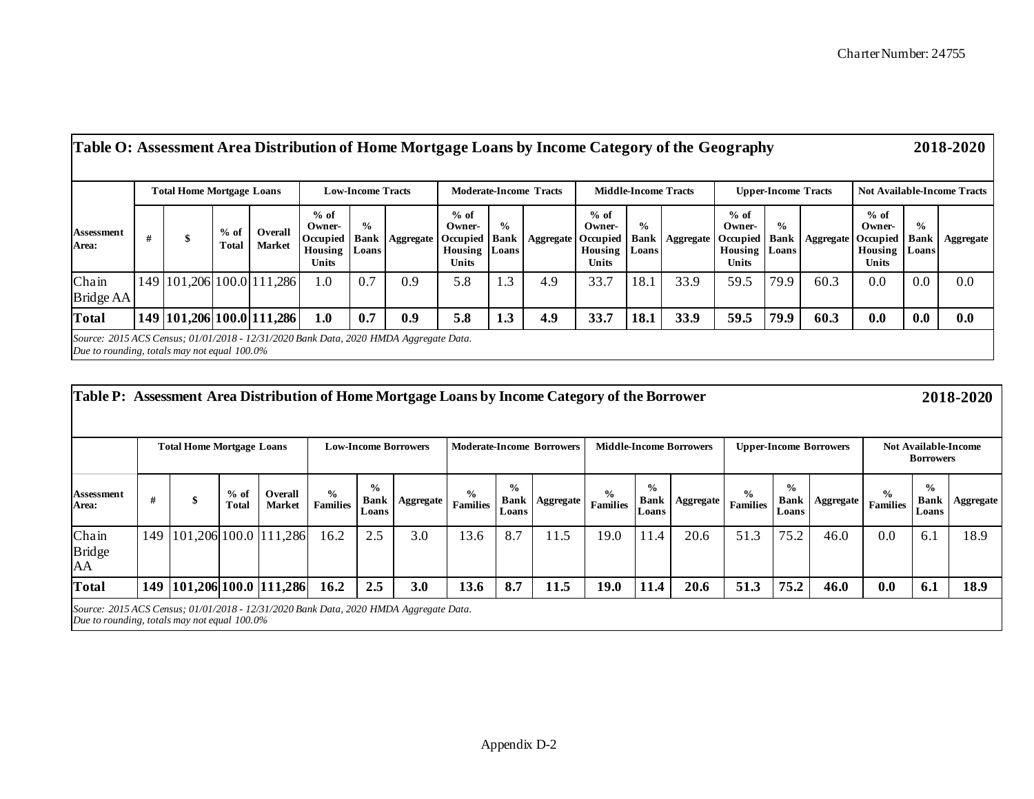## Table O: Assessment Area Distribution of Home Mortgage Loans by Income Category of the Geography — 2018-2020

| | Total Home Mortgage Loans | | | | Low-Income Tracts | | | Moderate-Income Tracts | | | Middle-Income Tracts | | | Upper-Income Tracts | | | Not Available-Income Tracts | | |
|---|---|---|---|---|---|---|---|---|---|---|---|---|---|---|---|---|---|---|---|
| Assessment Area: | # | $ | % of Total | Overall Market | % of Owner-Occupied Housing Units | % Bank Loans | Aggregate | % of Owner-Occupied Housing Units | % Bank Loans | Aggregate | % of Owner-Occupied Housing Units | % Bank Loans | Aggregate | % of Owner-Occupied Housing Units | % Bank Loans | Aggregate | % of Owner-Occupied Housing Units | % Bank Loans | Aggregate |
| Chain Bridge AA | 149 | 101,206 | 100.0 | 111,286 | 1.0 | 0.7 | 0.9 | 5.8 | 1.3 | 4.9 | 33.7 | 18.1 | 33.9 | 59.5 | 79.9 | 60.3 | 0.0 | 0.0 | 0.0 |
| **Total** | **149** | **101,206** | **100.0** | **111,286** | **1.0** | **0.7** | **0.9** | **5.8** | **1.3** | **4.9** | **33.7** | **18.1** | **33.9** | **59.5** | **79.9** | **60.3** | **0.0** | **0.0** | **0.0** |

*Source: 2015 ACS Census; 01/01/2018 - 12/31/2020 Bank Data, 2020 HMDA Aggregate Data.*
*Due to rounding, totals may not equal 100.0%*

## Table P: Assessment Area Distribution of Home Mortgage Loans by Income Category of the Borrower — 2018-2020

| | Total Home Mortgage Loans | | | | Low-Income Borrowers | | | Moderate-Income Borrowers | | | Middle-Income Borrowers | | | Upper-Income Borrowers | | | Not Available-Income Borrowers | | |
|---|---|---|---|---|---|---|---|---|---|---|---|---|---|---|---|---|---|---|---|
| Assessment Area: | # | $ | % of Total | Overall Market | % Families | % Bank Loans | Aggregate | % Families | % Bank Loans | Aggregate | % Families | % Bank Loans | Aggregate | % Families | % Bank Loans | Aggregate | % Families | % Bank Loans | Aggregate |
| Chain Bridge AA | 149 | 101,206 | 100.0 | 111,286 | 16.2 | 2.5 | 3.0 | 13.6 | 8.7 | 11.5 | 19.0 | 11.4 | 20.6 | 51.3 | 75.2 | 46.0 | 0.0 | 6.1 | 18.9 |
| **Total** | **149** | **101,206** | **100.0** | **111,286** | **16.2** | **2.5** | **3.0** | **13.6** | **8.7** | **11.5** | **19.0** | **11.4** | **20.6** | **51.3** | **75.2** | **46.0** | **0.0** | **6.1** | **18.9** |

*Source: 2015 ACS Census; 01/01/2018 - 12/31/2020 Bank Data, 2020 HMDA Aggregate Data.*
*Due to rounding, totals may not equal 100.0%*